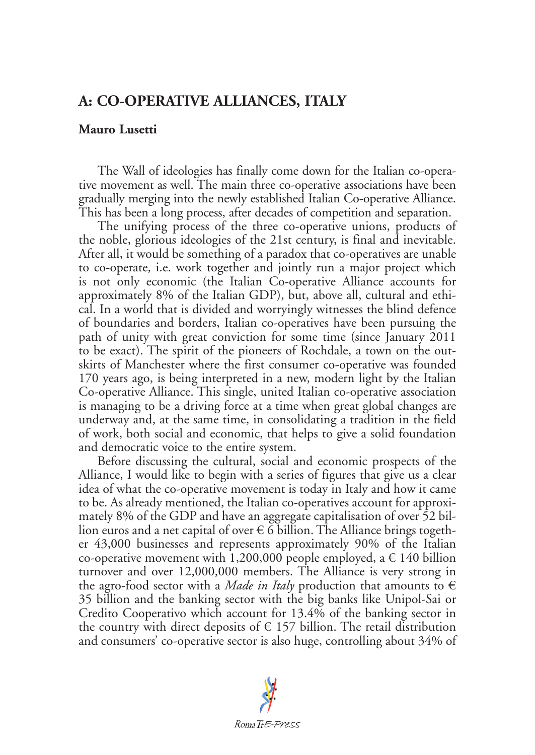## A: CO-OPERATIVE ALLIANCES, ITALY

**Mauro Lusetti**

The Wall of ideologies has finally come down for the Italian co-operative movement as well. The main three co-operative associations have been gradually merging into the newly established Italian Co-operative Alliance. This has been a long process, after decades of competition and separation.

The unifying process of the three co-operative unions, products of the noble, glorious ideologies of the 21st century, is final and inevitable. After all, it would be something of a paradox that co-operatives are unable to co-operate, i.e. work together and jointly run a major project which is not only economic (the Italian Co-operative Alliance accounts for approximately 8% of the Italian GDP), but, above all, cultural and ethical. In a world that is divided and worryingly witnesses the blind defence of boundaries and borders, Italian co-operatives have been pursuing the path of unity with great conviction for some time (since January 2011 to be exact). The spirit of the pioneers of Rochdale, a town on the outskirts of Manchester where the first consumer co-operative was founded 170 years ago, is being interpreted in a new, modern light by the Italian Co-operative Alliance. This single, united Italian co-operative association is managing to be a driving force at a time when great global changes are underway and, at the same time, in consolidating a tradition in the field of work, both social and economic, that helps to give a solid foundation and democratic voice to the entire system.

Before discussing the cultural, social and economic prospects of the Alliance, I would like to begin with a series of figures that give us a clear idea of what the co-operative movement is today in Italy and how it came to be. As already mentioned, the Italian co-operatives account for approximately 8% of the GDP and have an aggregate capitalisation of over 52 billion euros and a net capital of over € 6 billion. The Alliance brings together 43,000 businesses and represents approximately 90% of the Italian co-operative movement with 1,200,000 people employed, a € 140 billion turnover and over 12,000,000 members. The Alliance is very strong in the agro-food sector with a *Made in Italy* production that amounts to € 35 billion and the banking sector with the big banks like Unipol-Sai or Credito Cooperativo which account for 13.4% of the banking sector in the country with direct deposits of € 157 billion. The retail distribution and consumers' co-operative sector is also huge, controlling about 34% of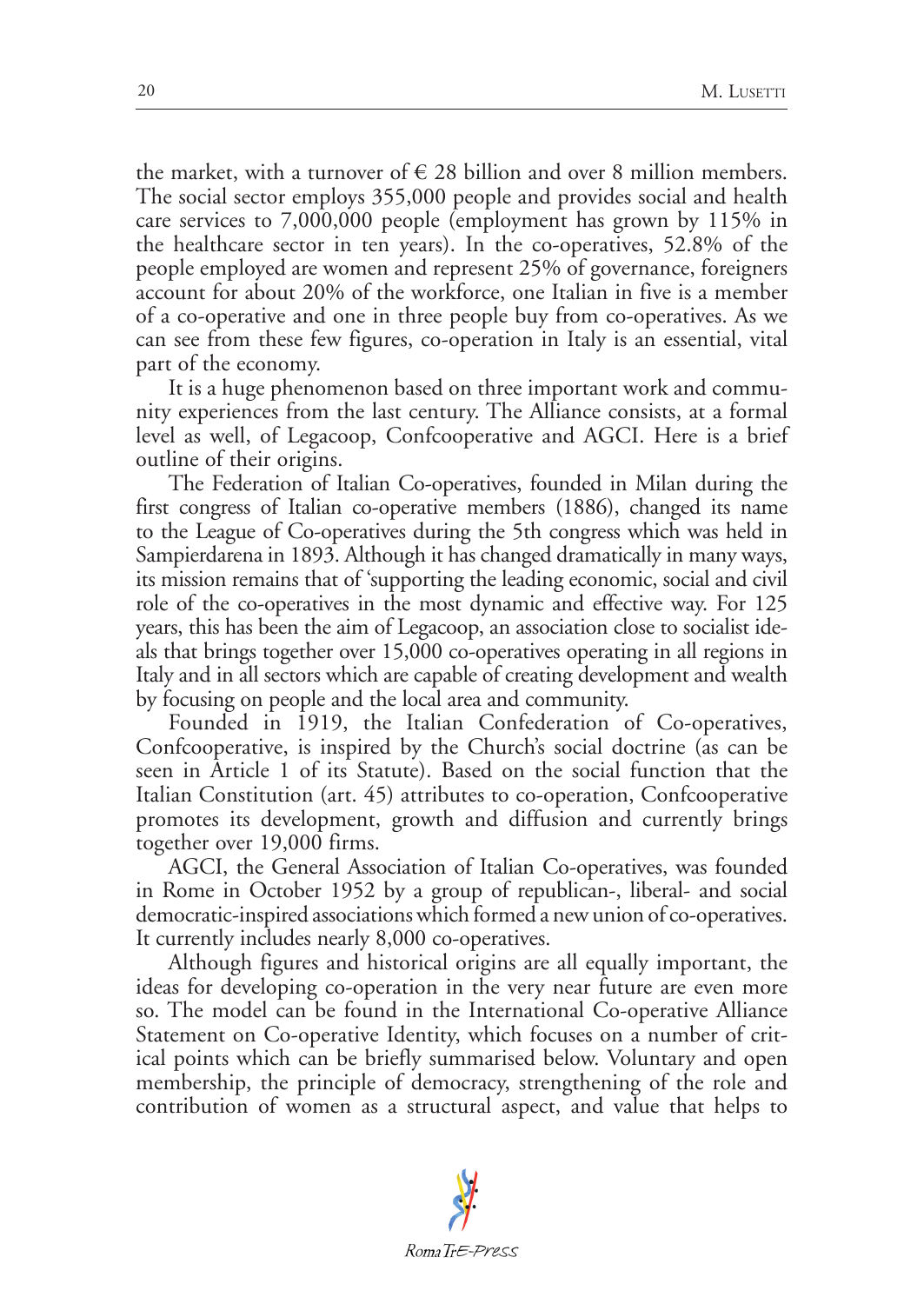the market, with a turnover of € 28 billion and over 8 million members. The social sector employs 355,000 people and provides social and health care services to 7,000,000 people (employment has grown by 115% in the healthcare sector in ten years). In the co-operatives, 52.8% of the people employed are women and represent 25% of governance, foreigners account for about 20% of the workforce, one Italian in five is a member of a co-operative and one in three people buy from co-operatives. As we can see from these few figures, co-operation in Italy is an essential, vital part of the economy.

It is a huge phenomenon based on three important work and community experiences from the last century. The Alliance consists, at a formal level as well, of Legacoop, Confcooperative and AGCI. Here is a brief outline of their origins.

The Federation of Italian Co-operatives, founded in Milan during the first congress of Italian co-operative members (1886), changed its name to the League of Co-operatives during the 5th congress which was held in Sampierdarena in 1893. Although it has changed dramatically in many ways, its mission remains that of 'supporting the leading economic, social and civil role of the co-operatives in the most dynamic and effective way. For 125 years, this has been the aim of Legacoop, an association close to socialist ideals that brings together over 15,000 co-operatives operating in all regions in Italy and in all sectors which are capable of creating development and wealth by focusing on people and the local area and community.

Founded in 1919, the Italian Confederation of Co-operatives, Confcooperative, is inspired by the Church's social doctrine (as can be seen in Article 1 of its Statute). Based on the social function that the Italian Constitution (art. 45) attributes to co-operation, Confcooperative promotes its development, growth and diffusion and currently brings together over 19,000 firms.

AGCI, the General Association of Italian Co-operatives, was founded in Rome in October 1952 by a group of republican-, liberal- and social democratic-inspired associations which formed a new union of co-operatives. It currently includes nearly 8,000 co-operatives.

Although figures and historical origins are all equally important, the ideas for developing co-operation in the very near future are even more so. The model can be found in the International Co-operative Alliance Statement on Co-operative Identity, which focuses on a number of critical points which can be briefly summarised below. Voluntary and open membership, the principle of democracy, strengthening of the role and contribution of women as a structural aspect, and value that helps to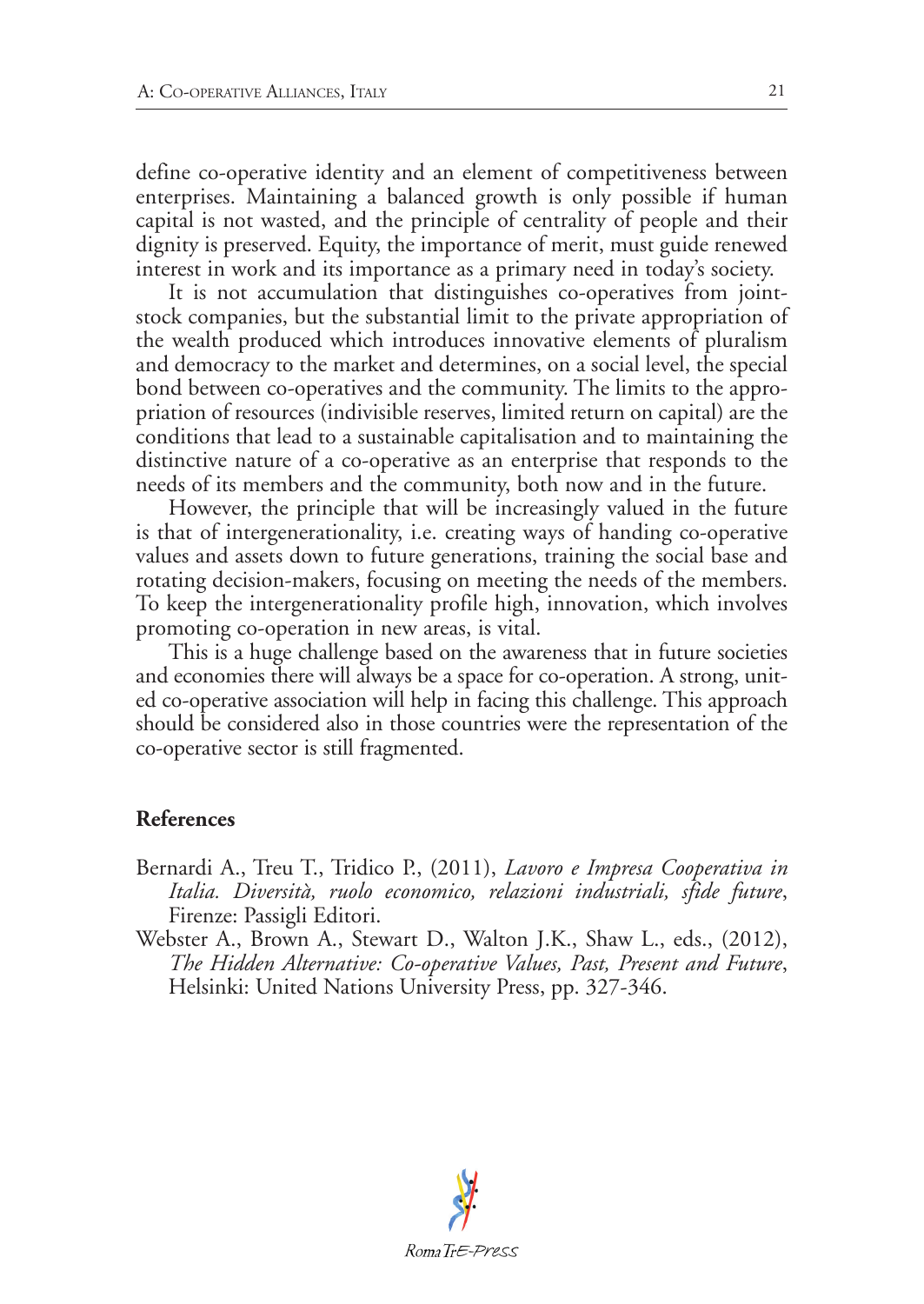define co-operative identity and an element of competitiveness between enterprises. Maintaining a balanced growth is only possible if human capital is not wasted, and the principle of centrality of people and their dignity is preserved. Equity, the importance of merit, must guide renewed interest in work and its importance as a primary need in today's society.

It is not accumulation that distinguishes co-operatives from joint-stock companies, but the substantial limit to the private appropriation of the wealth produced which introduces innovative elements of pluralism and democracy to the market and determines, on a social level, the special bond between co-operatives and the community. The limits to the appropriation of resources (indivisible reserves, limited return on capital) are the conditions that lead to a sustainable capitalisation and to maintaining the distinctive nature of a co-operative as an enterprise that responds to the needs of its members and the community, both now and in the future.

However, the principle that will be increasingly valued in the future is that of intergenerationality, i.e. creating ways of handing co-operative values and assets down to future generations, training the social base and rotating decision-makers, focusing on meeting the needs of the members. To keep the intergenerationality profile high, innovation, which involves promoting co-operation in new areas, is vital.

This is a huge challenge based on the awareness that in future societies and economies there will always be a space for co-operation. A strong, united co-operative association will help in facing this challenge. This approach should be considered also in those countries were the representation of the co-operative sector is still fragmented.

## References

Bernardi A., Treu T., Tridico P., (2011), *Lavoro e Impresa Cooperativa in Italia. Diversità, ruolo economico, relazioni industriali, sfide future*, Firenze: Passigli Editori.

Webster A., Brown A., Stewart D., Walton J.K., Shaw L., eds., (2012), *The Hidden Alternative: Co-operative Values, Past, Present and Future*, Helsinki: United Nations University Press, pp. 327-346.